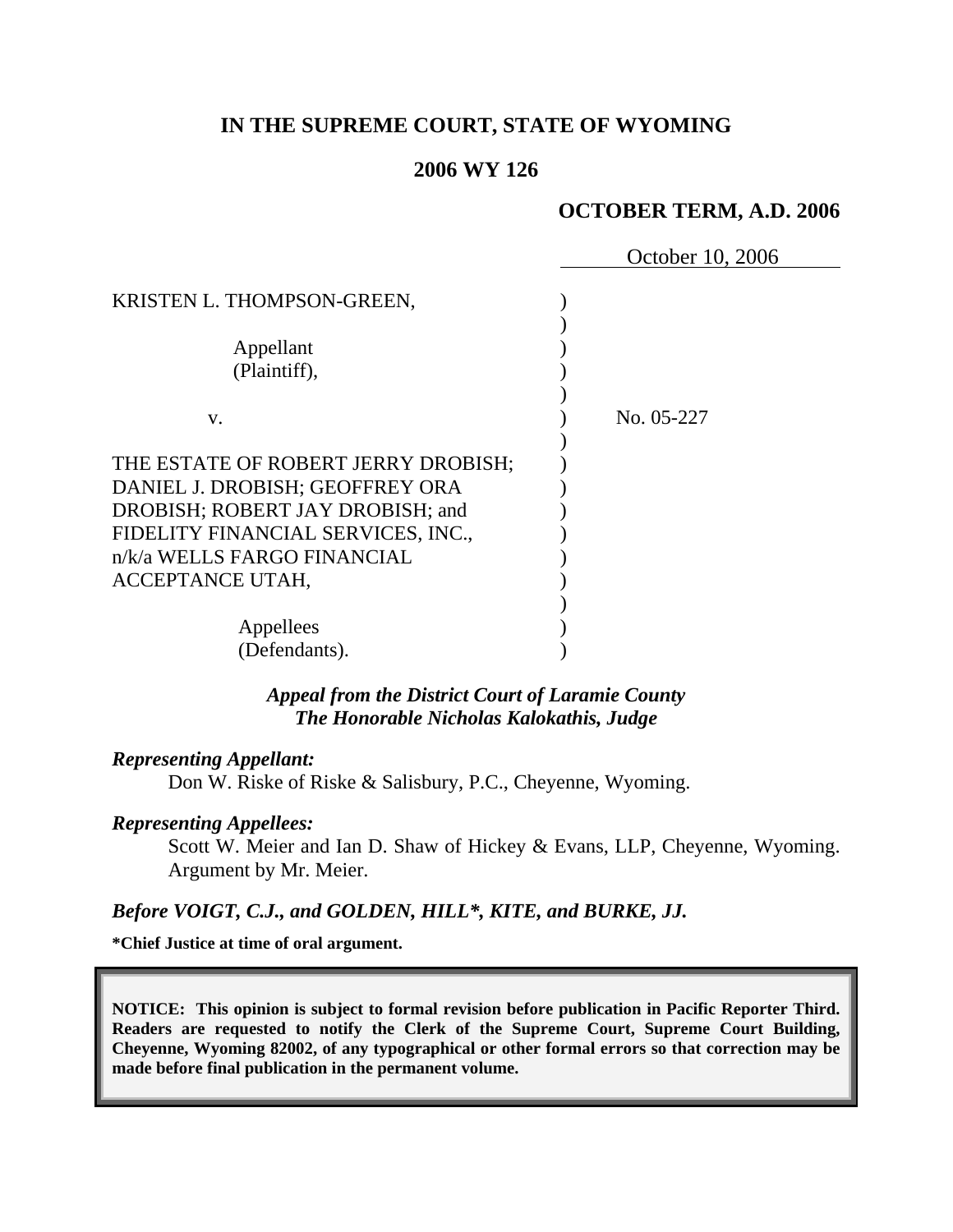**IN THE SUPREME COURT, STATE OF WYOMING**

**2006 WY 126**

**OCTOBER TERM, A.D. 2006**

October 10, 2006

KRISTEN L. THOMPSON-GREEN,

Appellant
(Plaintiff),

v.

No. 05-227

THE ESTATE OF ROBERT JERRY DROBISH; DANIEL J. DROBISH; GEOFFREY ORA DROBISH; ROBERT JAY DROBISH; and FIDELITY FINANCIAL SERVICES, INC., n/k/a WELLS FARGO FINANCIAL ACCEPTANCE UTAH,

Appellees
(Defendants).

***Appeal from the District Court of Laramie County***
***The Honorable Nicholas Kalokathis, Judge***

***Representing Appellant:***

Don W. Riske of Riske & Salisbury, P.C., Cheyenne, Wyoming.

***Representing Appellees:***

Scott W. Meier and Ian D. Shaw of Hickey & Evans, LLP, Cheyenne, Wyoming. Argument by Mr. Meier.

***Before VOIGT, C.J., and GOLDEN, HILL\*, KITE, and BURKE, JJ.***

**\*Chief Justice at time of oral argument.**

**NOTICE: This opinion is subject to formal revision before publication in Pacific Reporter Third. Readers are requested to notify the Clerk of the Supreme Court, Supreme Court Building, Cheyenne, Wyoming 82002, of any typographical or other formal errors so that correction may be made before final publication in the permanent volume.**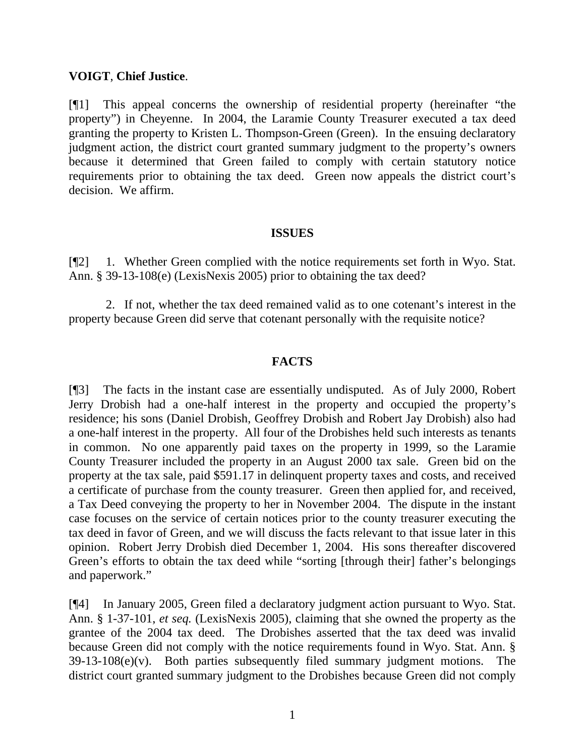**VOIGT**, **Chief Justice**.

[¶1] This appeal concerns the ownership of residential property (hereinafter "the property") in Cheyenne. In 2004, the Laramie County Treasurer executed a tax deed granting the property to Kristen L. Thompson-Green (Green). In the ensuing declaratory judgment action, the district court granted summary judgment to the property's owners because it determined that Green failed to comply with certain statutory notice requirements prior to obtaining the tax deed. Green now appeals the district court's decision. We affirm.

## ISSUES

[¶2] 1. Whether Green complied with the notice requirements set forth in Wyo. Stat. Ann. § 39-13-108(e) (LexisNexis 2005) prior to obtaining the tax deed?

2. If not, whether the tax deed remained valid as to one cotenant's interest in the property because Green did serve that cotenant personally with the requisite notice?

## FACTS

[¶3] The facts in the instant case are essentially undisputed. As of July 2000, Robert Jerry Drobish had a one-half interest in the property and occupied the property's residence; his sons (Daniel Drobish, Geoffrey Drobish and Robert Jay Drobish) also had a one-half interest in the property. All four of the Drobishes held such interests as tenants in common. No one apparently paid taxes on the property in 1999, so the Laramie County Treasurer included the property in an August 2000 tax sale. Green bid on the property at the tax sale, paid $591.17 in delinquent property taxes and costs, and received a certificate of purchase from the county treasurer. Green then applied for, and received, a Tax Deed conveying the property to her in November 2004. The dispute in the instant case focuses on the service of certain notices prior to the county treasurer executing the tax deed in favor of Green, and we will discuss the facts relevant to that issue later in this opinion. Robert Jerry Drobish died December 1, 2004. His sons thereafter discovered Green's efforts to obtain the tax deed while "sorting [through their] father's belongings and paperwork."

[¶4] In January 2005, Green filed a declaratory judgment action pursuant to Wyo. Stat. Ann. § 1-37-101, *et seq.* (LexisNexis 2005), claiming that she owned the property as the grantee of the 2004 tax deed. The Drobishes asserted that the tax deed was invalid because Green did not comply with the notice requirements found in Wyo. Stat. Ann. § 39-13-108(e)(v). Both parties subsequently filed summary judgment motions. The district court granted summary judgment to the Drobishes because Green did not comply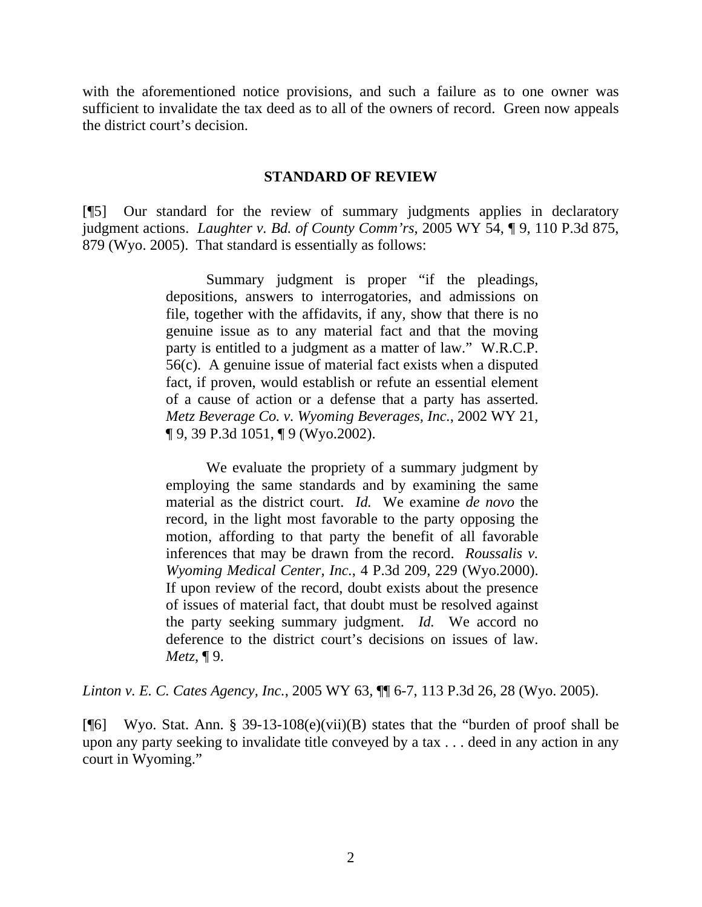with the aforementioned notice provisions, and such a failure as to one owner was sufficient to invalidate the tax deed as to all of the owners of record. Green now appeals the district court's decision.

## STANDARD OF REVIEW

[¶5] Our standard for the review of summary judgments applies in declaratory judgment actions. *Laughter v. Bd. of County Comm'rs*, 2005 WY 54, ¶ 9, 110 P.3d 875, 879 (Wyo. 2005). That standard is essentially as follows:

> Summary judgment is proper "if the pleadings, depositions, answers to interrogatories, and admissions on file, together with the affidavits, if any, show that there is no genuine issue as to any material fact and that the moving party is entitled to a judgment as a matter of law." W.R.C.P. 56(c). A genuine issue of material fact exists when a disputed fact, if proven, would establish or refute an essential element of a cause of action or a defense that a party has asserted. *Metz Beverage Co. v. Wyoming Beverages, Inc.*, 2002 WY 21, ¶ 9, 39 P.3d 1051, ¶ 9 (Wyo.2002).
>
> We evaluate the propriety of a summary judgment by employing the same standards and by examining the same material as the district court. *Id.* We examine *de novo* the record, in the light most favorable to the party opposing the motion, affording to that party the benefit of all favorable inferences that may be drawn from the record. *Roussalis v. Wyoming Medical Center, Inc.*, 4 P.3d 209, 229 (Wyo.2000). If upon review of the record, doubt exists about the presence of issues of material fact, that doubt must be resolved against the party seeking summary judgment. *Id.* We accord no deference to the district court's decisions on issues of law. *Metz*, ¶ 9.

*Linton v. E. C. Cates Agency, Inc.*, 2005 WY 63, ¶¶ 6-7, 113 P.3d 26, 28 (Wyo. 2005).

[¶6] Wyo. Stat. Ann. § 39-13-108(e)(vii)(B) states that the "burden of proof shall be upon any party seeking to invalidate title conveyed by a tax . . . deed in any action in any court in Wyoming."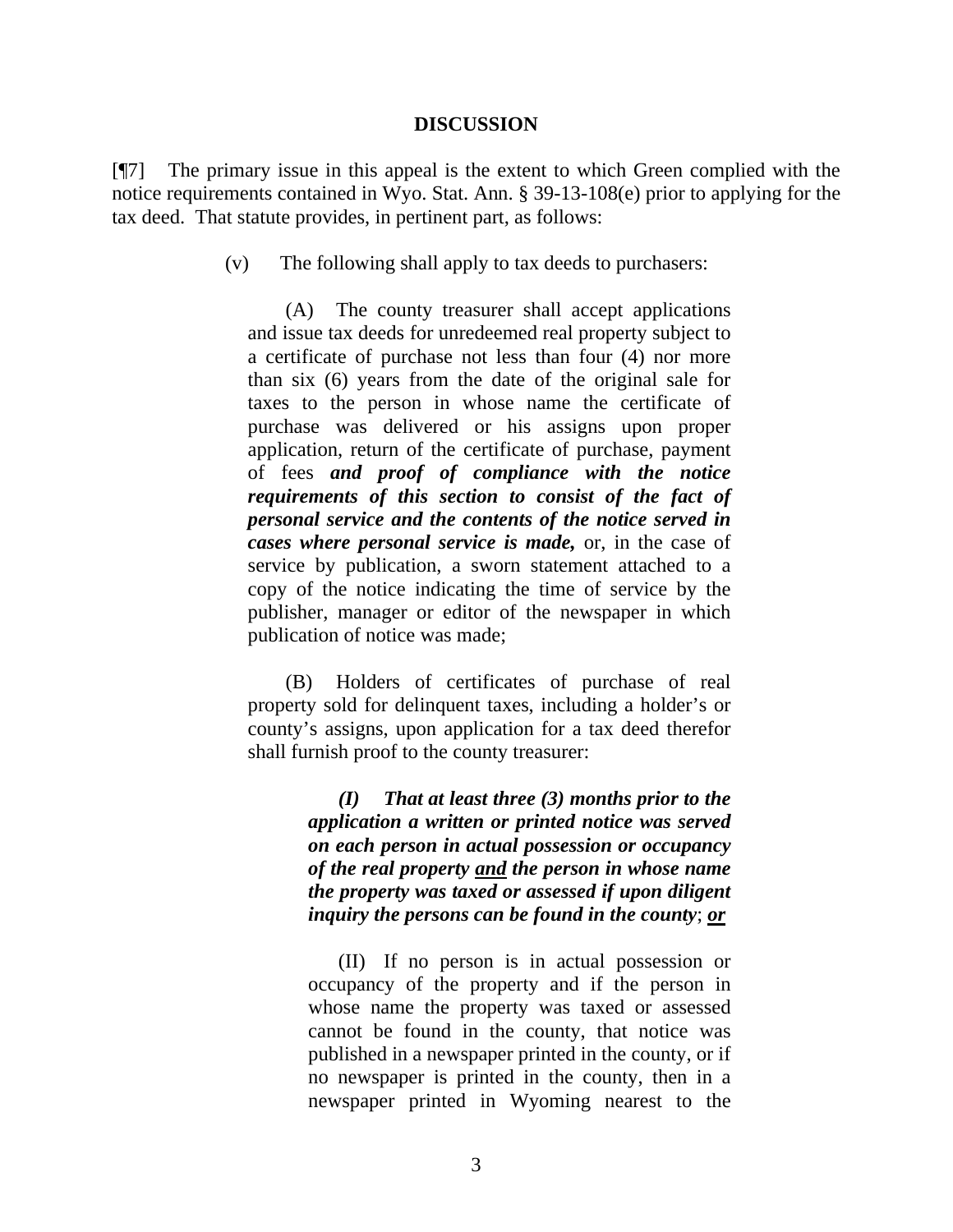**DISCUSSION**

[¶7] The primary issue in this appeal is the extent to which Green complied with the notice requirements contained in Wyo. Stat. Ann. § 39-13-108(e) prior to applying for the tax deed. That statute provides, in pertinent part, as follows:

> (v) The following shall apply to tax deeds to purchasers:
>
> (A) The county treasurer shall accept applications and issue tax deeds for unredeemed real property subject to a certificate of purchase not less than four (4) nor more than six (6) years from the date of the original sale for taxes to the person in whose name the certificate of purchase was delivered or his assigns upon proper application, return of the certificate of purchase, payment of fees ***and proof of compliance with the notice requirements of this section to consist of the fact of personal service and the contents of the notice served in cases where personal service is made,*** or, in the case of service by publication, a sworn statement attached to a copy of the notice indicating the time of service by the publisher, manager or editor of the newspaper in which publication of notice was made;
>
> (B) Holders of certificates of purchase of real property sold for delinquent taxes, including a holder's or county's assigns, upon application for a tax deed therefor shall furnish proof to the county treasurer:
>
> > ***(I) That at least three (3) months prior to the application a written or printed notice was served on each person in actual possession or occupancy of the real property <u>and</u> the person in whose name the property was taxed or assessed if upon diligent inquiry the persons can be found in the county***; ***<u>or</u>***
> >
> > (II) If no person is in actual possession or occupancy of the property and if the person in whose name the property was taxed or assessed cannot be found in the county, that notice was published in a newspaper printed in the county, or if no newspaper is printed in the county, then in a newspaper printed in Wyoming nearest to the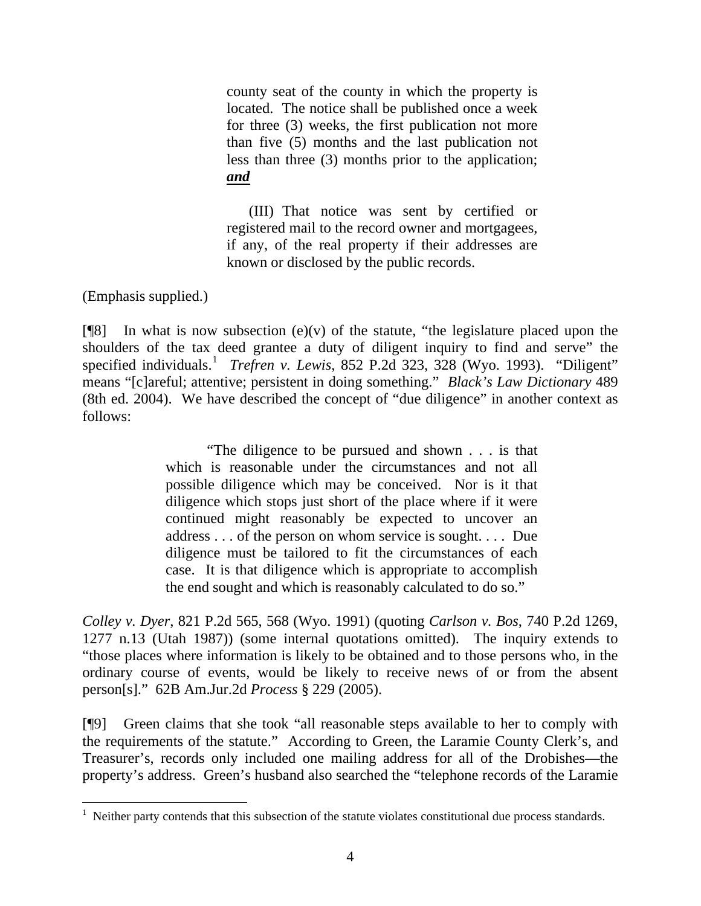> county seat of the county in which the property is located. The notice shall be published once a week for three (3) weeks, the first publication not more than five (5) months and the last publication not less than three (3) months prior to the application; ***and***
>
> (III) That notice was sent by certified or registered mail to the record owner and mortgagees, if any, of the real property if their addresses are known or disclosed by the public records.

(Emphasis supplied.)

[¶8] In what is now subsection (e)(v) of the statute, "the legislature placed upon the shoulders of the tax deed grantee a duty of diligent inquiry to find and serve" the specified individuals.[1] *Trefren v. Lewis*, 852 P.2d 323, 328 (Wyo. 1993). "Diligent" means "[c]areful; attentive; persistent in doing something." *Black's Law Dictionary* 489 (8th ed. 2004). We have described the concept of "due diligence" in another context as follows:

> "The diligence to be pursued and shown . . . is that which is reasonable under the circumstances and not all possible diligence which may be conceived. Nor is it that diligence which stops just short of the place where if it were continued might reasonably be expected to uncover an address . . . of the person on whom service is sought. . . . Due diligence must be tailored to fit the circumstances of each case. It is that diligence which is appropriate to accomplish the end sought and which is reasonably calculated to do so."

*Colley v. Dyer*, 821 P.2d 565, 568 (Wyo. 1991) (quoting *Carlson v. Bos*, 740 P.2d 1269, 1277 n.13 (Utah 1987)) (some internal quotations omitted). The inquiry extends to "those places where information is likely to be obtained and to those persons who, in the ordinary course of events, would be likely to receive news of or from the absent person[s]." 62B Am.Jur.2d *Process* § 229 (2005).

[¶9] Green claims that she took "all reasonable steps available to her to comply with the requirements of the statute." According to Green, the Laramie County Clerk's, and Treasurer's, records only included one mailing address for all of the Drobishes—the property's address. Green's husband also searched the "telephone records of the Laramie

---

[1] Neither party contends that this subsection of the statute violates constitutional due process standards.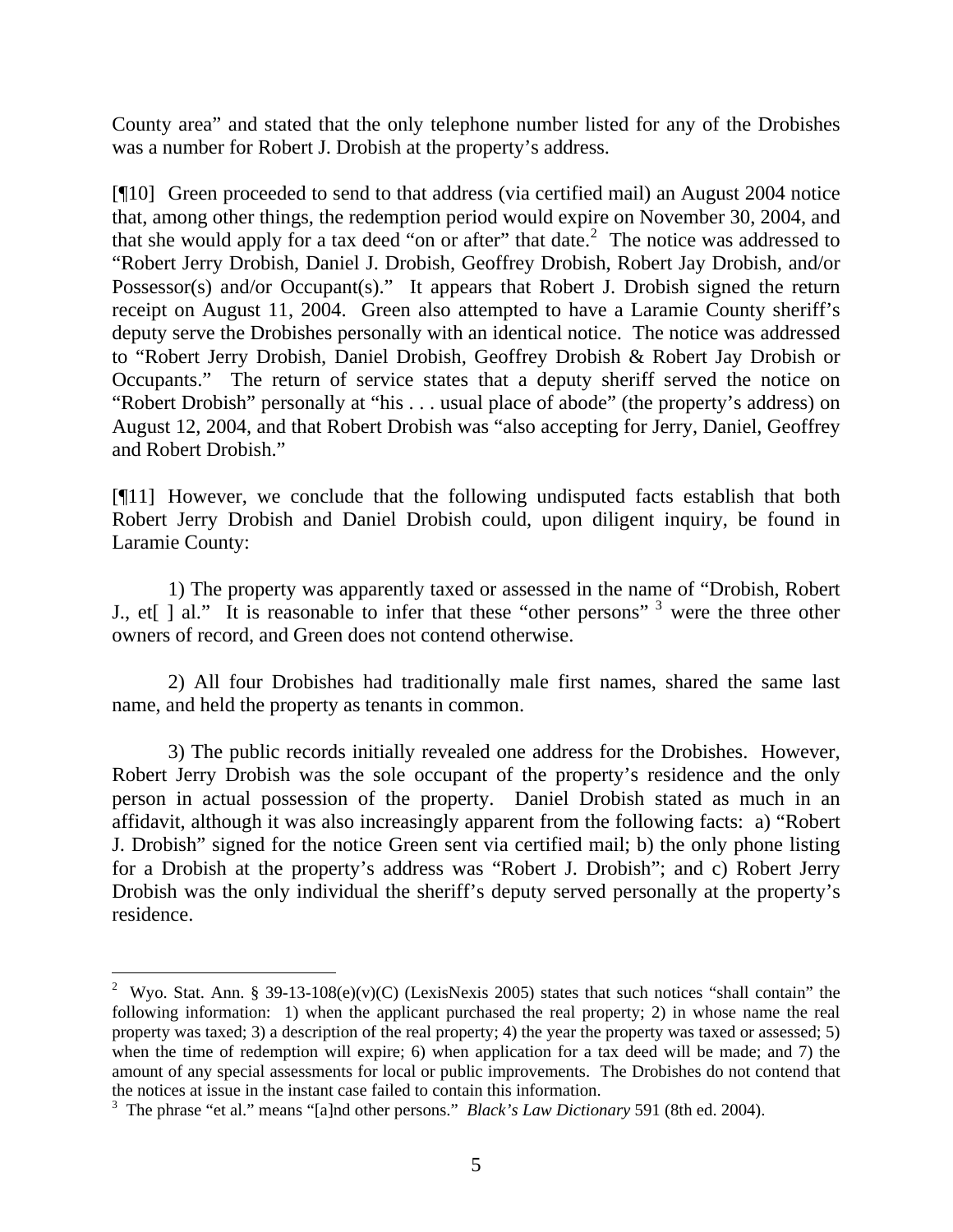County area" and stated that the only telephone number listed for any of the Drobishes was a number for Robert J. Drobish at the property's address.

[¶10] Green proceeded to send to that address (via certified mail) an August 2004 notice that, among other things, the redemption period would expire on November 30, 2004, and that she would apply for a tax deed "on or after" that date.[2] The notice was addressed to "Robert Jerry Drobish, Daniel J. Drobish, Geoffrey Drobish, Robert Jay Drobish, and/or Possessor(s) and/or Occupant(s)." It appears that Robert J. Drobish signed the return receipt on August 11, 2004. Green also attempted to have a Laramie County sheriff's deputy serve the Drobishes personally with an identical notice. The notice was addressed to "Robert Jerry Drobish, Daniel Drobish, Geoffrey Drobish & Robert Jay Drobish or Occupants." The return of service states that a deputy sheriff served the notice on "Robert Drobish" personally at "his . . . usual place of abode" (the property's address) on August 12, 2004, and that Robert Drobish was "also accepting for Jerry, Daniel, Geoffrey and Robert Drobish."

[¶11] However, we conclude that the following undisputed facts establish that both Robert Jerry Drobish and Daniel Drobish could, upon diligent inquiry, be found in Laramie County:

1) The property was apparently taxed or assessed in the name of "Drobish, Robert J., et[ ] al." It is reasonable to infer that these "other persons" [3] were the three other owners of record, and Green does not contend otherwise.

2) All four Drobishes had traditionally male first names, shared the same last name, and held the property as tenants in common.

3) The public records initially revealed one address for the Drobishes. However, Robert Jerry Drobish was the sole occupant of the property's residence and the only person in actual possession of the property. Daniel Drobish stated as much in an affidavit, although it was also increasingly apparent from the following facts: a) "Robert J. Drobish" signed for the notice Green sent via certified mail; b) the only phone listing for a Drobish at the property's address was "Robert J. Drobish"; and c) Robert Jerry Drobish was the only individual the sheriff's deputy served personally at the property's residence.

---

[2] Wyo. Stat. Ann. § 39-13-108(e)(v)(C) (LexisNexis 2005) states that such notices "shall contain" the following information: 1) when the applicant purchased the real property; 2) in whose name the real property was taxed; 3) a description of the real property; 4) the year the property was taxed or assessed; 5) when the time of redemption will expire; 6) when application for a tax deed will be made; and 7) the amount of any special assessments for local or public improvements. The Drobishes do not contend that the notices at issue in the instant case failed to contain this information.

[3] The phrase "et al." means "[a]nd other persons." *Black's Law Dictionary* 591 (8th ed. 2004).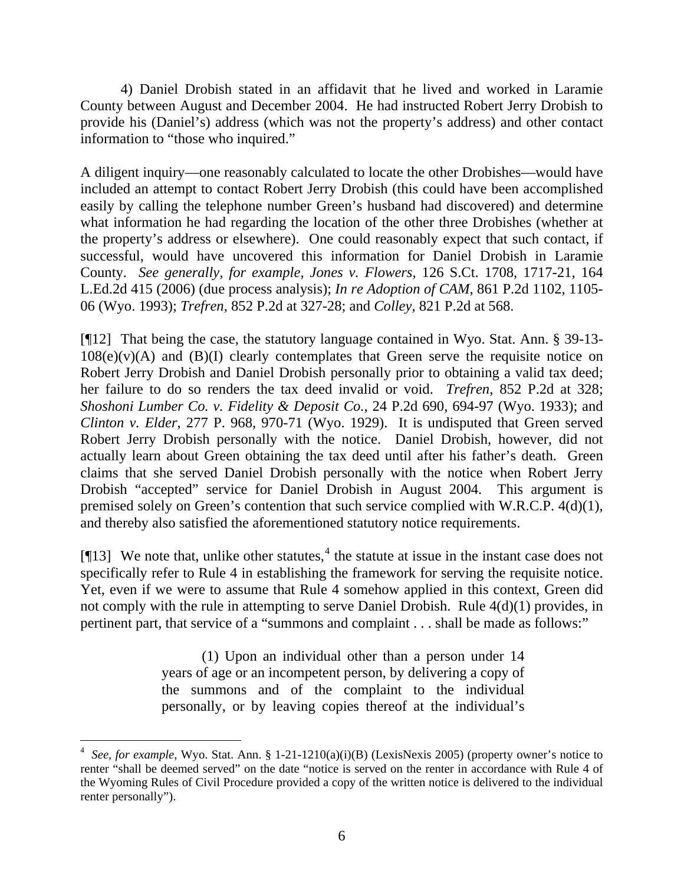4) Daniel Drobish stated in an affidavit that he lived and worked in Laramie County between August and December 2004. He had instructed Robert Jerry Drobish to provide his (Daniel's) address (which was not the property's address) and other contact information to "those who inquired."

A diligent inquiry—one reasonably calculated to locate the other Drobishes—would have included an attempt to contact Robert Jerry Drobish (this could have been accomplished easily by calling the telephone number Green's husband had discovered) and determine what information he had regarding the location of the other three Drobishes (whether at the property's address or elsewhere). One could reasonably expect that such contact, if successful, would have uncovered this information for Daniel Drobish in Laramie County. *See generally, for example, Jones v. Flowers,* 126 S.Ct. 1708, 1717-21, 164 L.Ed.2d 415 (2006) (due process analysis); *In re Adoption of CAM*, 861 P.2d 1102, 1105-06 (Wyo. 1993); *Trefren*, 852 P.2d at 327-28; and *Colley*, 821 P.2d at 568.

[¶12] That being the case, the statutory language contained in Wyo. Stat. Ann. § 39-13-108(e)(v)(A) and (B)(I) clearly contemplates that Green serve the requisite notice on Robert Jerry Drobish and Daniel Drobish personally prior to obtaining a valid tax deed; her failure to do so renders the tax deed invalid or void. *Trefren*, 852 P.2d at 328; *Shoshoni Lumber Co. v. Fidelity & Deposit Co.*, 24 P.2d 690, 694-97 (Wyo. 1933); and *Clinton v. Elder*, 277 P. 968, 970-71 (Wyo. 1929). It is undisputed that Green served Robert Jerry Drobish personally with the notice. Daniel Drobish, however, did not actually learn about Green obtaining the tax deed until after his father's death. Green claims that she served Daniel Drobish personally with the notice when Robert Jerry Drobish "accepted" service for Daniel Drobish in August 2004. This argument is premised solely on Green's contention that such service complied with W.R.C.P. 4(d)(1), and thereby also satisfied the aforementioned statutory notice requirements.

[¶13] We note that, unlike other statutes,[4] the statute at issue in the instant case does not specifically refer to Rule 4 in establishing the framework for serving the requisite notice. Yet, even if we were to assume that Rule 4 somehow applied in this context, Green did not comply with the rule in attempting to serve Daniel Drobish. Rule 4(d)(1) provides, in pertinent part, that service of a "summons and complaint . . . shall be made as follows:"

> (1) Upon an individual other than a person under 14 years of age or an incompetent person, by delivering a copy of the summons and of the complaint to the individual personally, or by leaving copies thereof at the individual's

---

[4] *See*, *for example*, Wyo. Stat. Ann. § 1-21-1210(a)(i)(B) (LexisNexis 2005) (property owner's notice to renter "shall be deemed served" on the date "notice is served on the renter in accordance with Rule 4 of the Wyoming Rules of Civil Procedure provided a copy of the written notice is delivered to the individual renter personally").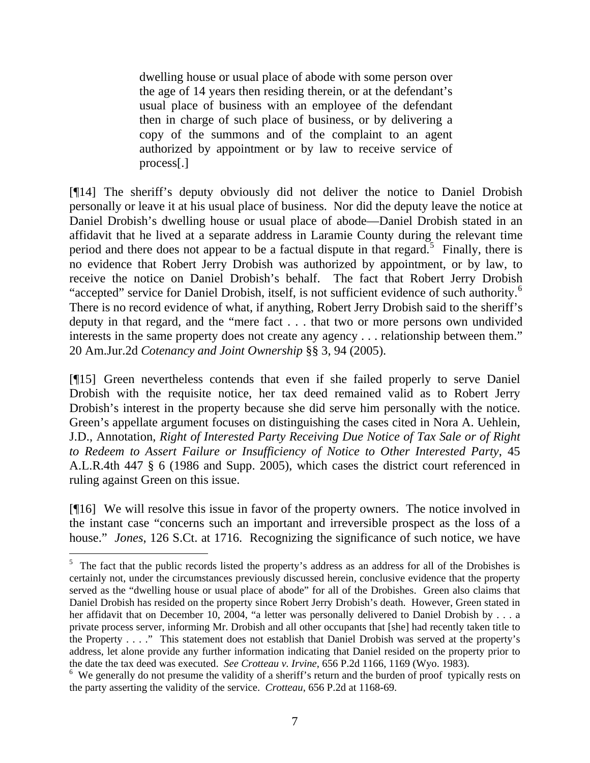> dwelling house or usual place of abode with some person over the age of 14 years then residing therein, or at the defendant's usual place of business with an employee of the defendant then in charge of such place of business, or by delivering a copy of the summons and of the complaint to an agent authorized by appointment or by law to receive service of process[.]

[¶14] The sheriff's deputy obviously did not deliver the notice to Daniel Drobish personally or leave it at his usual place of business. Nor did the deputy leave the notice at Daniel Drobish's dwelling house or usual place of abode—Daniel Drobish stated in an affidavit that he lived at a separate address in Laramie County during the relevant time period and there does not appear to be a factual dispute in that regard.[5] Finally, there is no evidence that Robert Jerry Drobish was authorized by appointment, or by law, to receive the notice on Daniel Drobish's behalf. The fact that Robert Jerry Drobish "accepted" service for Daniel Drobish, itself, is not sufficient evidence of such authority.[6] There is no record evidence of what, if anything, Robert Jerry Drobish said to the sheriff's deputy in that regard, and the "mere fact . . . that two or more persons own undivided interests in the same property does not create any agency . . . relationship between them." 20 Am.Jur.2d *Cotenancy and Joint Ownership* §§ 3, 94 (2005).

[¶15] Green nevertheless contends that even if she failed properly to serve Daniel Drobish with the requisite notice, her tax deed remained valid as to Robert Jerry Drobish's interest in the property because she did serve him personally with the notice. Green's appellate argument focuses on distinguishing the cases cited in Nora A. Uehlein, J.D., Annotation, *Right of Interested Party Receiving Due Notice of Tax Sale or of Right to Redeem to Assert Failure or Insufficiency of Notice to Other Interested Party*, 45 A.L.R.4th 447 § 6 (1986 and Supp. 2005), which cases the district court referenced in ruling against Green on this issue.

[¶16] We will resolve this issue in favor of the property owners. The notice involved in the instant case "concerns such an important and irreversible prospect as the loss of a house." *Jones*, 126 S.Ct. at 1716. Recognizing the significance of such notice, we have

---

[5] The fact that the public records listed the property's address as an address for all of the Drobishes is certainly not, under the circumstances previously discussed herein, conclusive evidence that the property served as the "dwelling house or usual place of abode" for all of the Drobishes. Green also claims that Daniel Drobish has resided on the property since Robert Jerry Drobish's death. However, Green stated in her affidavit that on December 10, 2004, "a letter was personally delivered to Daniel Drobish by . . . a private process server, informing Mr. Drobish and all other occupants that [she] had recently taken title to the Property . . . ." This statement does not establish that Daniel Drobish was served at the property's address, let alone provide any further information indicating that Daniel resided on the property prior to the date the tax deed was executed. *See Crotteau v. Irvine*, 656 P.2d 1166, 1169 (Wyo. 1983).

[6] We generally do not presume the validity of a sheriff's return and the burden of proof typically rests on the party asserting the validity of the service. *Crotteau*, 656 P.2d at 1168-69.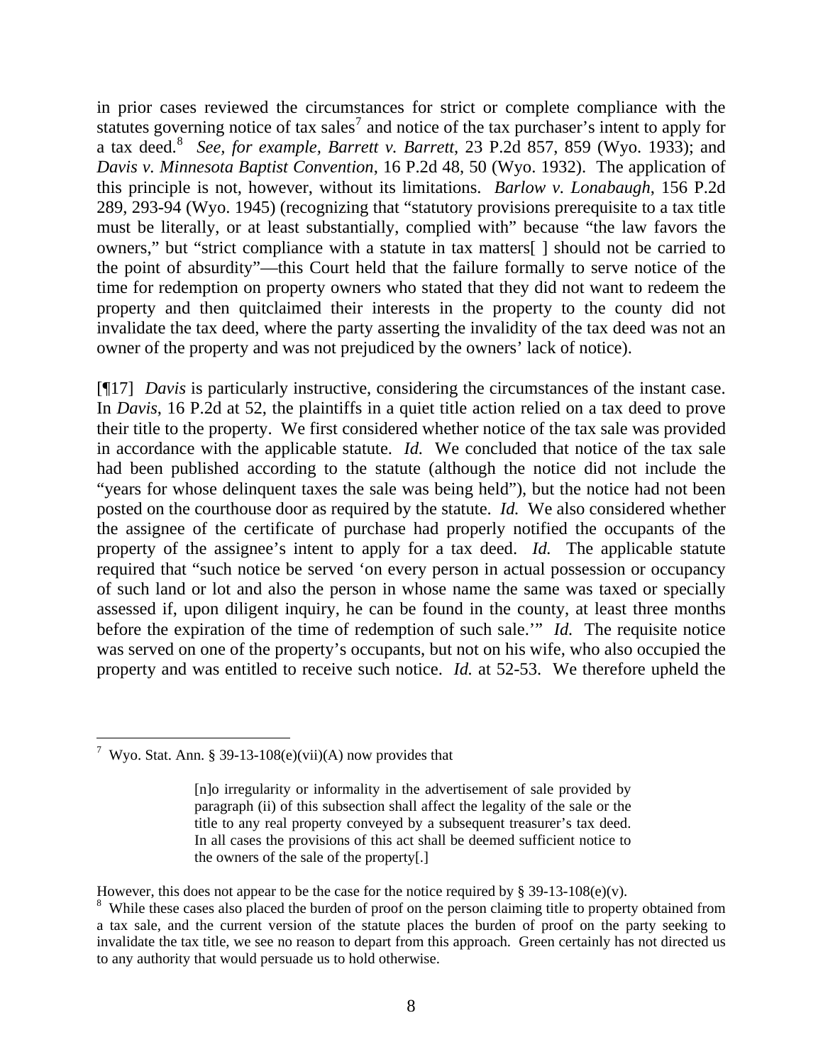in prior cases reviewed the circumstances for strict or complete compliance with the statutes governing notice of tax sales[7] and notice of the tax purchaser's intent to apply for a tax deed.[8] *See, for example, Barrett v. Barrett*, 23 P.2d 857, 859 (Wyo. 1933); and *Davis v. Minnesota Baptist Convention*, 16 P.2d 48, 50 (Wyo. 1932). The application of this principle is not, however, without its limitations. *Barlow v. Lonabaugh*, 156 P.2d 289, 293-94 (Wyo. 1945) (recognizing that "statutory provisions prerequisite to a tax title must be literally, or at least substantially, complied with" because "the law favors the owners," but "strict compliance with a statute in tax matters[ ] should not be carried to the point of absurdity"—this Court held that the failure formally to serve notice of the time for redemption on property owners who stated that they did not want to redeem the property and then quitclaimed their interests in the property to the county did not invalidate the tax deed, where the party asserting the invalidity of the tax deed was not an owner of the property and was not prejudiced by the owners' lack of notice).

[¶17] *Davis* is particularly instructive, considering the circumstances of the instant case. In *Davis*, 16 P.2d at 52, the plaintiffs in a quiet title action relied on a tax deed to prove their title to the property. We first considered whether notice of the tax sale was provided in accordance with the applicable statute. *Id.* We concluded that notice of the tax sale had been published according to the statute (although the notice did not include the "years for whose delinquent taxes the sale was being held"), but the notice had not been posted on the courthouse door as required by the statute. *Id.* We also considered whether the assignee of the certificate of purchase had properly notified the occupants of the property of the assignee's intent to apply for a tax deed. *Id.* The applicable statute required that "such notice be served 'on every person in actual possession or occupancy of such land or lot and also the person in whose name the same was taxed or specially assessed if, upon diligent inquiry, he can be found in the county, at least three months before the expiration of the time of redemption of such sale.'" *Id.* The requisite notice was served on one of the property's occupants, but not on his wife, who also occupied the property and was entitled to receive such notice. *Id.* at 52-53. We therefore upheld the

---

[7] Wyo. Stat. Ann. § 39-13-108(e)(vii)(A) now provides that

> [n]o irregularity or informality in the advertisement of sale provided by paragraph (ii) of this subsection shall affect the legality of the sale or the title to any real property conveyed by a subsequent treasurer's tax deed. In all cases the provisions of this act shall be deemed sufficient notice to the owners of the sale of the property[.]

However, this does not appear to be the case for the notice required by § 39-13-108(e)(v).

[8] While these cases also placed the burden of proof on the person claiming title to property obtained from a tax sale, and the current version of the statute places the burden of proof on the party seeking to invalidate the tax title, we see no reason to depart from this approach. Green certainly has not directed us to any authority that would persuade us to hold otherwise.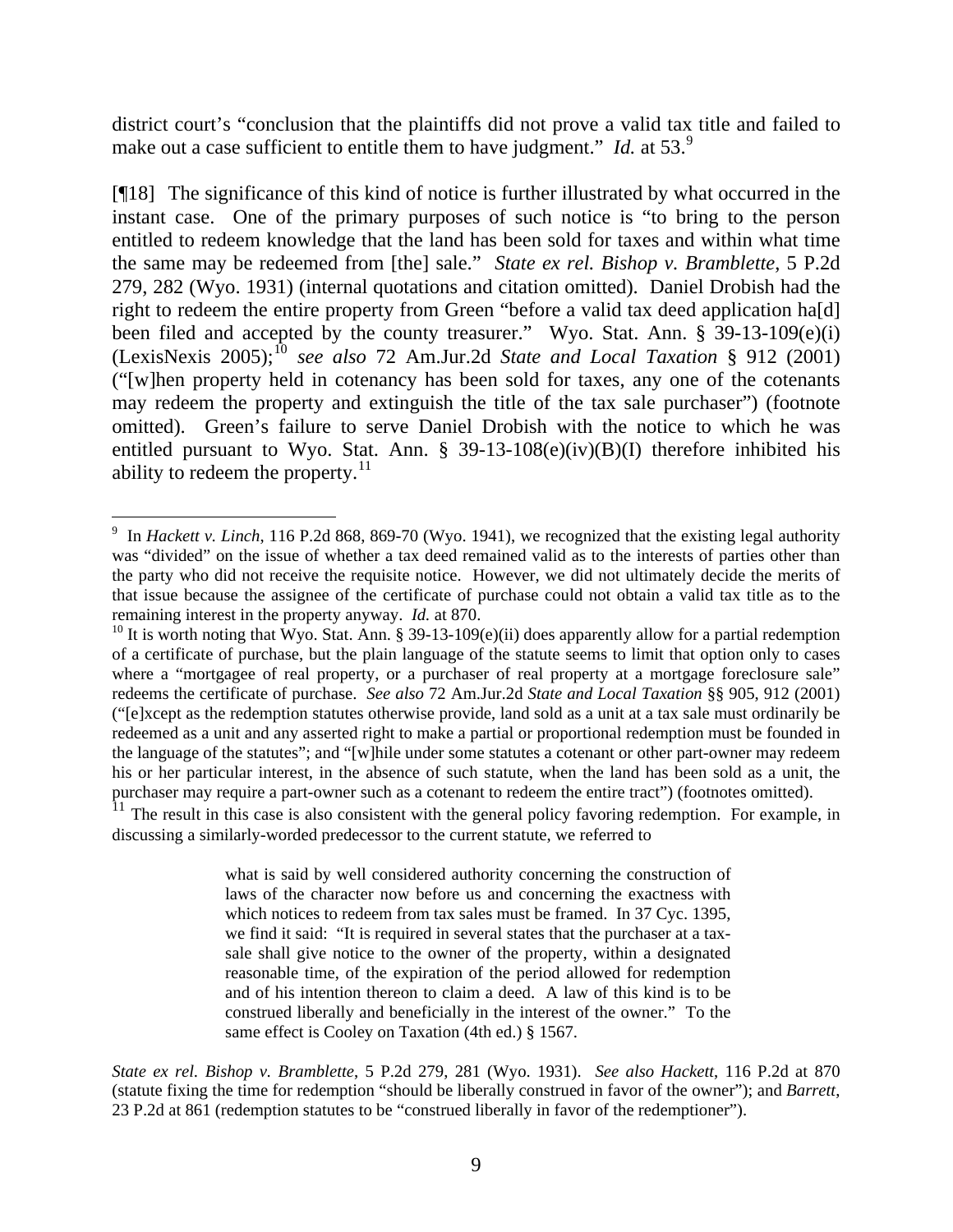district court's "conclusion that the plaintiffs did not prove a valid tax title and failed to make out a case sufficient to entitle them to have judgment." *Id.* at 53.[9]

[¶18] The significance of this kind of notice is further illustrated by what occurred in the instant case. One of the primary purposes of such notice is "to bring to the person entitled to redeem knowledge that the land has been sold for taxes and within what time the same may be redeemed from [the] sale." *State ex rel. Bishop v. Bramblette*, 5 P.2d 279, 282 (Wyo. 1931) (internal quotations and citation omitted). Daniel Drobish had the right to redeem the entire property from Green "before a valid tax deed application ha[d] been filed and accepted by the county treasurer." Wyo. Stat. Ann. § 39-13-109(e)(i) (LexisNexis 2005);[10] *see also* 72 Am.Jur.2d *State and Local Taxation* § 912 (2001) ("[w]hen property held in cotenancy has been sold for taxes, any one of the cotenants may redeem the property and extinguish the title of the tax sale purchaser") (footnote omitted). Green's failure to serve Daniel Drobish with the notice to which he was entitled pursuant to Wyo. Stat. Ann. § 39-13-108(e)(iv)(B)(I) therefore inhibited his ability to redeem the property.[11]

---

[9] In *Hackett v. Linch*, 116 P.2d 868, 869-70 (Wyo. 1941), we recognized that the existing legal authority was "divided" on the issue of whether a tax deed remained valid as to the interests of parties other than the party who did not receive the requisite notice. However, we did not ultimately decide the merits of that issue because the assignee of the certificate of purchase could not obtain a valid tax title as to the remaining interest in the property anyway. *Id.* at 870.

[10] It is worth noting that Wyo. Stat. Ann. § 39-13-109(e)(ii) does apparently allow for a partial redemption of a certificate of purchase, but the plain language of the statute seems to limit that option only to cases where a "mortgagee of real property, or a purchaser of real property at a mortgage foreclosure sale" redeems the certificate of purchase. *See also* 72 Am.Jur.2d *State and Local Taxation* §§ 905, 912 (2001) ("[e]xcept as the redemption statutes otherwise provide, land sold as a unit at a tax sale must ordinarily be redeemed as a unit and any asserted right to make a partial or proportional redemption must be founded in the language of the statutes"; and "[w]hile under some statutes a cotenant or other part-owner may redeem his or her particular interest, in the absence of such statute, when the land has been sold as a unit, the purchaser may require a part-owner such as a cotenant to redeem the entire tract") (footnotes omitted).

[11] The result in this case is also consistent with the general policy favoring redemption. For example, in discussing a similarly-worded predecessor to the current statute, we referred to

> what is said by well considered authority concerning the construction of laws of the character now before us and concerning the exactness with which notices to redeem from tax sales must be framed. In 37 Cyc. 1395, we find it said: "It is required in several states that the purchaser at a tax-sale shall give notice to the owner of the property, within a designated reasonable time, of the expiration of the period allowed for redemption and of his intention thereon to claim a deed. A law of this kind is to be construed liberally and beneficially in the interest of the owner." To the same effect is Cooley on Taxation (4th ed.) § 1567.

*State ex rel. Bishop v. Bramblette*, 5 P.2d 279, 281 (Wyo. 1931). *See also Hackett*, 116 P.2d at 870 (statute fixing the time for redemption "should be liberally construed in favor of the owner"); and *Barrett*, 23 P.2d at 861 (redemption statutes to be "construed liberally in favor of the redemptioner").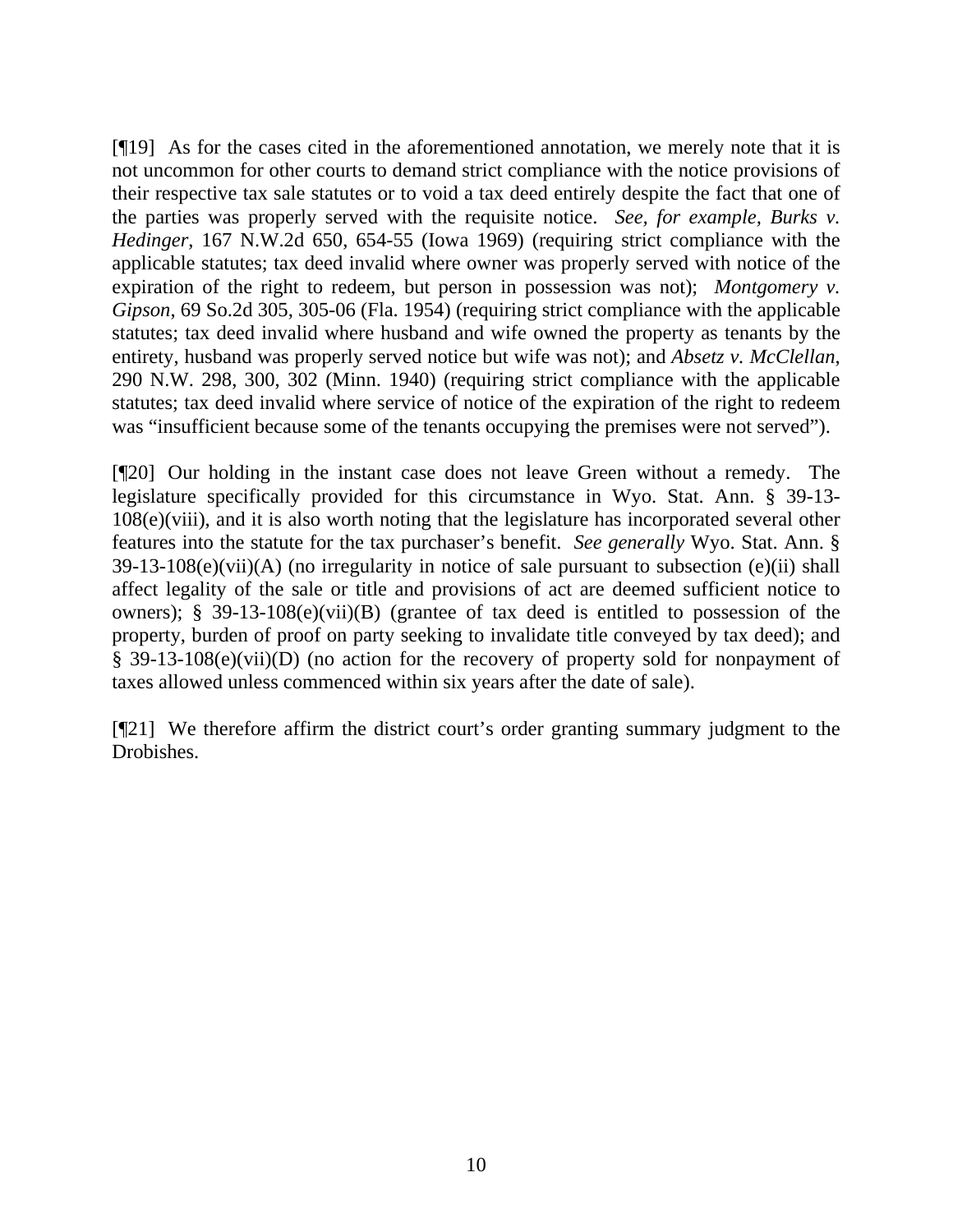[¶19] As for the cases cited in the aforementioned annotation, we merely note that it is not uncommon for other courts to demand strict compliance with the notice provisions of their respective tax sale statutes or to void a tax deed entirely despite the fact that one of the parties was properly served with the requisite notice. *See, for example, Burks v. Hedinger*, 167 N.W.2d 650, 654-55 (Iowa 1969) (requiring strict compliance with the applicable statutes; tax deed invalid where owner was properly served with notice of the expiration of the right to redeem, but person in possession was not); *Montgomery v. Gipson*, 69 So.2d 305, 305-06 (Fla. 1954) (requiring strict compliance with the applicable statutes; tax deed invalid where husband and wife owned the property as tenants by the entirety, husband was properly served notice but wife was not); and *Absetz v. McClellan*, 290 N.W. 298, 300, 302 (Minn. 1940) (requiring strict compliance with the applicable statutes; tax deed invalid where service of notice of the expiration of the right to redeem was "insufficient because some of the tenants occupying the premises were not served").

[¶20] Our holding in the instant case does not leave Green without a remedy. The legislature specifically provided for this circumstance in Wyo. Stat. Ann. § 39-13-108(e)(viii), and it is also worth noting that the legislature has incorporated several other features into the statute for the tax purchaser's benefit. *See generally* Wyo. Stat. Ann. § 39-13-108(e)(vii)(A) (no irregularity in notice of sale pursuant to subsection (e)(ii) shall affect legality of the sale or title and provisions of act are deemed sufficient notice to owners); § 39-13-108(e)(vii)(B) (grantee of tax deed is entitled to possession of the property, burden of proof on party seeking to invalidate title conveyed by tax deed); and § 39-13-108(e)(vii)(D) (no action for the recovery of property sold for nonpayment of taxes allowed unless commenced within six years after the date of sale).

[¶21] We therefore affirm the district court's order granting summary judgment to the Drobishes.